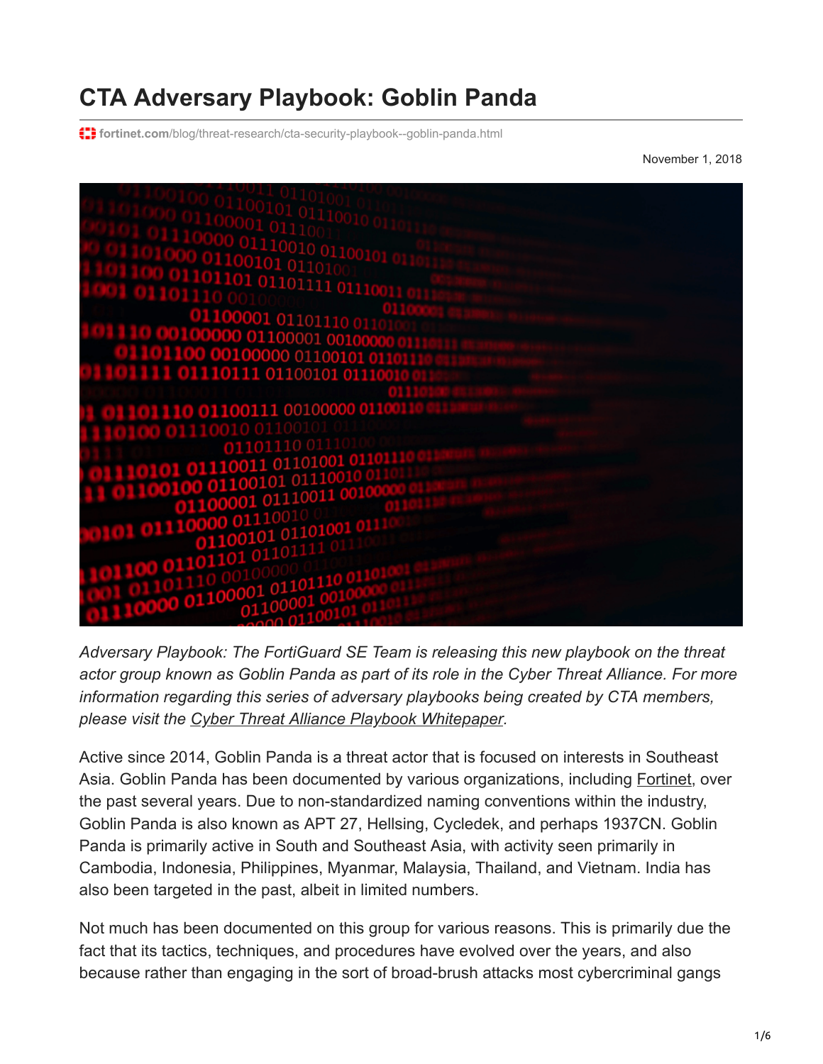# CTA Adversary Playbook: Goblin Panda

fortinet.com/blog/threat-research/cta-security-playbook--goblin-panda.html

November 1, 2018

*Adversary Playbook: The FortiGuard SE Team is releasing this new playbook on the threat actor group known as Goblin Panda as part of its role in the Cyber Threat Alliance. For more information regarding this series of adversary playbooks being created by CTA members, please visit the Cyber Threat Alliance Playbook Whitepaper.*

Active since 2014, Goblin Panda is a threat actor that is focused on interests in Southeast Asia. Goblin Panda has been documented by various organizations, including Fortinet, over the past several years. Due to non-standardized naming conventions within the industry, Goblin Panda is also known as APT 27, Hellsing, Cycledek, and perhaps 1937CN. Goblin Panda is primarily active in South and Southeast Asia, with activity seen primarily in Cambodia, Indonesia, Philippines, Myanmar, Malaysia, Thailand, and Vietnam. India has also been targeted in the past, albeit in limited numbers.

Not much has been documented on this group for various reasons. This is primarily due the fact that its tactics, techniques, and procedures have evolved over the years, and also because rather than engaging in the sort of broad-brush attacks most cybercriminal gangs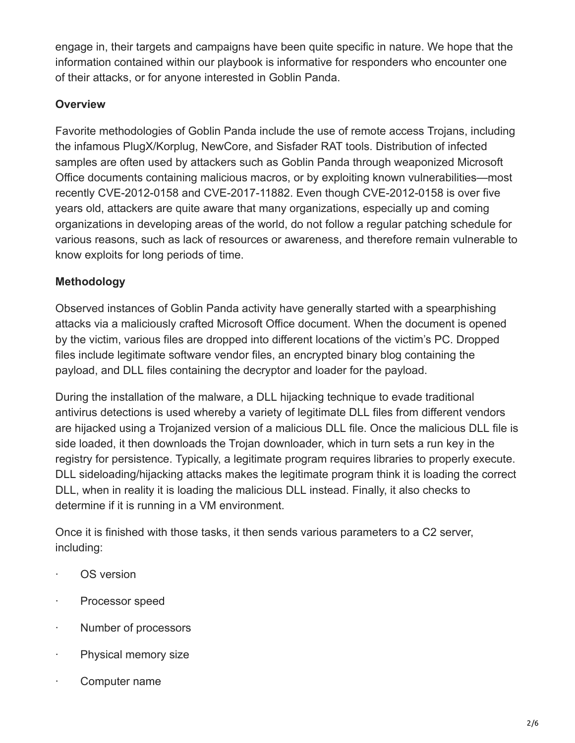engage in, their targets and campaigns have been quite specific in nature. We hope that the information contained within our playbook is informative for responders who encounter one of their attacks, or for anyone interested in Goblin Panda.

**Overview**

Favorite methodologies of Goblin Panda include the use of remote access Trojans, including the infamous PlugX/Korplug, NewCore, and Sisfader RAT tools. Distribution of infected samples are often used by attackers such as Goblin Panda through weaponized Microsoft Office documents containing malicious macros, or by exploiting known vulnerabilities—most recently CVE-2012-0158 and CVE-2017-11882. Even though CVE-2012-0158 is over five years old, attackers are quite aware that many organizations, especially up and coming organizations in developing areas of the world, do not follow a regular patching schedule for various reasons, such as lack of resources or awareness, and therefore remain vulnerable to know exploits for long periods of time.

**Methodology**

Observed instances of Goblin Panda activity have generally started with a spearphishing attacks via a maliciously crafted Microsoft Office document. When the document is opened by the victim, various files are dropped into different locations of the victim's PC. Dropped files include legitimate software vendor files, an encrypted binary blog containing the payload, and DLL files containing the decryptor and loader for the payload.

During the installation of the malware, a DLL hijacking technique to evade traditional antivirus detections is used whereby a variety of legitimate DLL files from different vendors are hijacked using a Trojanized version of a malicious DLL file. Once the malicious DLL file is side loaded, it then downloads the Trojan downloader, which in turn sets a run key in the registry for persistence. Typically, a legitimate program requires libraries to properly execute. DLL sideloading/hijacking attacks makes the legitimate program think it is loading the correct DLL, when in reality it is loading the malicious DLL instead. Finally, it also checks to determine if it is running in a VM environment.

Once it is finished with those tasks, it then sends various parameters to a C2 server, including:

- OS version
- Processor speed
- Number of processors
- Physical memory size
- Computer name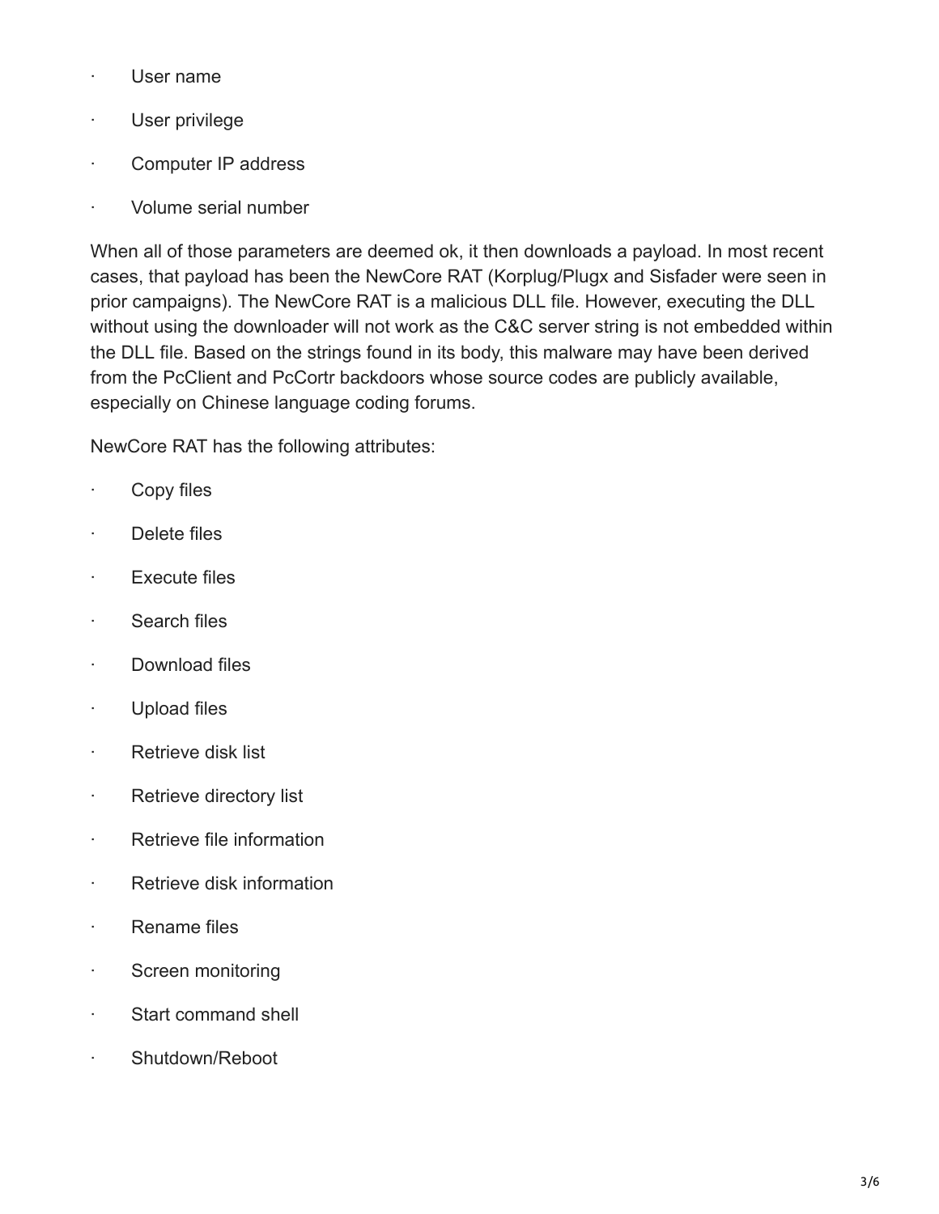- User name
- User privilege
- Computer IP address
- Volume serial number

When all of those parameters are deemed ok, it then downloads a payload. In most recent cases, that payload has been the NewCore RAT (Korplug/Plugx and Sisfader were seen in prior campaigns). The NewCore RAT is a malicious DLL file. However, executing the DLL without using the downloader will not work as the C&C server string is not embedded within the DLL file. Based on the strings found in its body, this malware may have been derived from the PcClient and PcCortr backdoors whose source codes are publicly available, especially on Chinese language coding forums.

NewCore RAT has the following attributes:

- Copy files
- Delete files
- Execute files
- Search files
- Download files
- Upload files
- Retrieve disk list
- Retrieve directory list
- Retrieve file information
- Retrieve disk information
- Rename files
- Screen monitoring
- Start command shell
- Shutdown/Reboot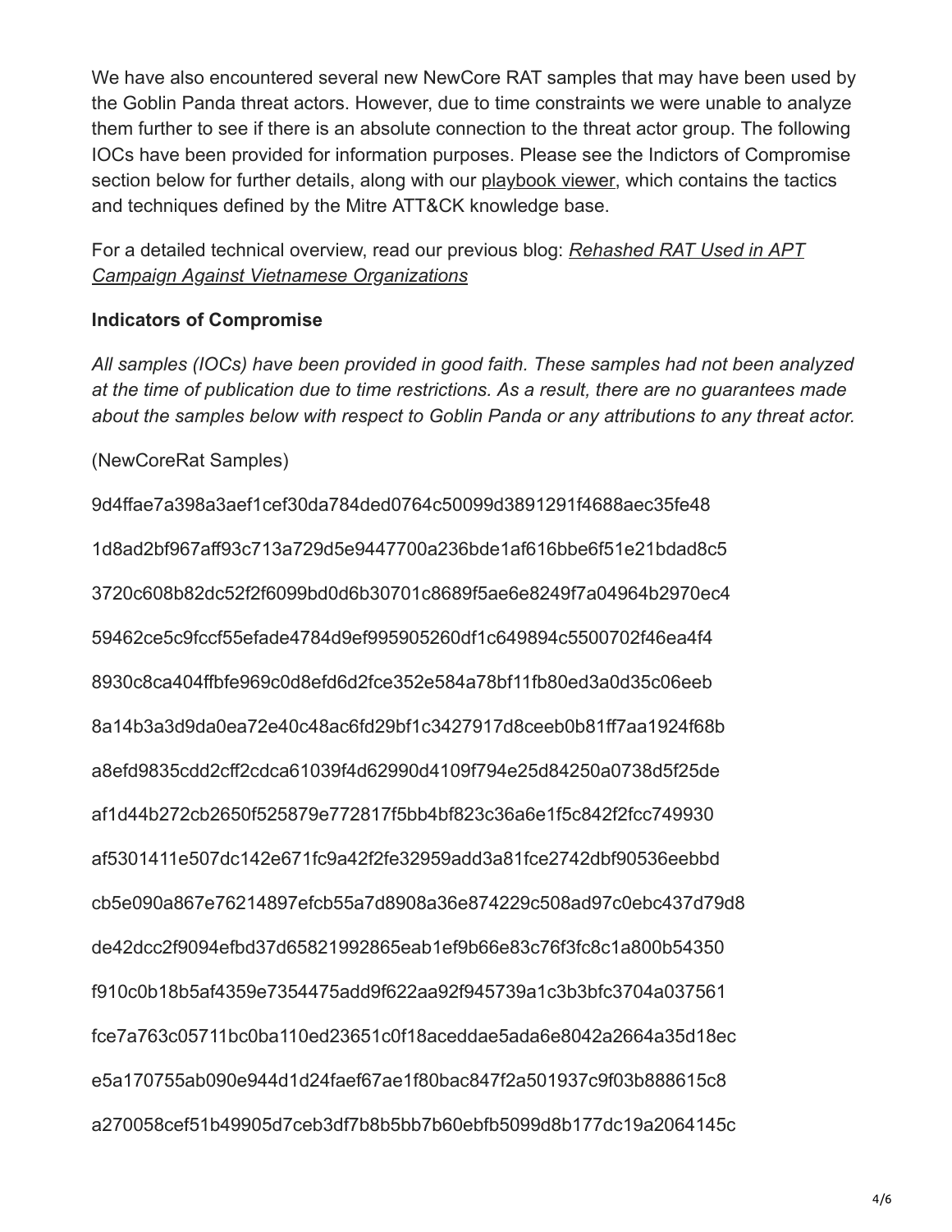We have also encountered several new NewCore RAT samples that may have been used by the Goblin Panda threat actors. However, due to time constraints we were unable to analyze them further to see if there is an absolute connection to the threat actor group. The following IOCs have been provided for information purposes. Please see the Indictors of Compromise section below for further details, along with our playbook viewer, which contains the tactics and techniques defined by the Mitre ATT&CK knowledge base.

For a detailed technical overview, read our previous blog: *Rehashed RAT Used in APT Campaign Against Vietnamese Organizations*

**Indicators of Compromise**

*All samples (IOCs) have been provided in good faith. These samples had not been analyzed at the time of publication due to time restrictions. As a result, there are no guarantees made about the samples below with respect to Goblin Panda or any attributions to any threat actor.*

(NewCoreRat Samples)

9d4ffae7a398a3aef1cef30da784ded0764c50099d3891291f4688aec35fe48

1d8ad2bf967aff93c713a729d5e9447700a236bde1af616bbe6f51e21bdad8c5

3720c608b82dc52f2f6099bd0d6b30701c8689f5ae6e8249f7a04964b2970ec4

59462ce5c9fccf55efade4784d9ef995905260df1c649894c5500702f46ea4f4

8930c8ca404ffbfe969c0d8efd6d2fce352e584a78bf11fb80ed3a0d35c06eeb

8a14b3a3d9da0ea72e40c48ac6fd29bf1c3427917d8ceeb0b81ff7aa1924f68b

a8efd9835cdd2cff2cdca61039f4d62990d4109f794e25d84250a0738d5f25de

af1d44b272cb2650f525879e772817f5bb4bf823c36a6e1f5c842f2fcc749930

af5301411e507dc142e671fc9a42f2fe32959add3a81fce2742dbf90536eebbd

cb5e090a867e76214897efcb55a7d8908a36e874229c508ad97c0ebc437d79d8

de42dcc2f9094efbd37d65821992865eab1ef9b66e83c76f3fc8c1a800b54350

f910c0b18b5af4359e7354475add9f622aa92f945739a1c3b3bfc3704a037561

fce7a763c05711bc0ba110ed23651c0f18aceddae5ada6e8042a2664a35d18ec

e5a170755ab090e944d1d24faef67ae1f80bac847f2a501937c9f03b888615c8

a270058cef51b49905d7ceb3df7b8b5bb7b60ebfb5099d8b177dc19a2064145c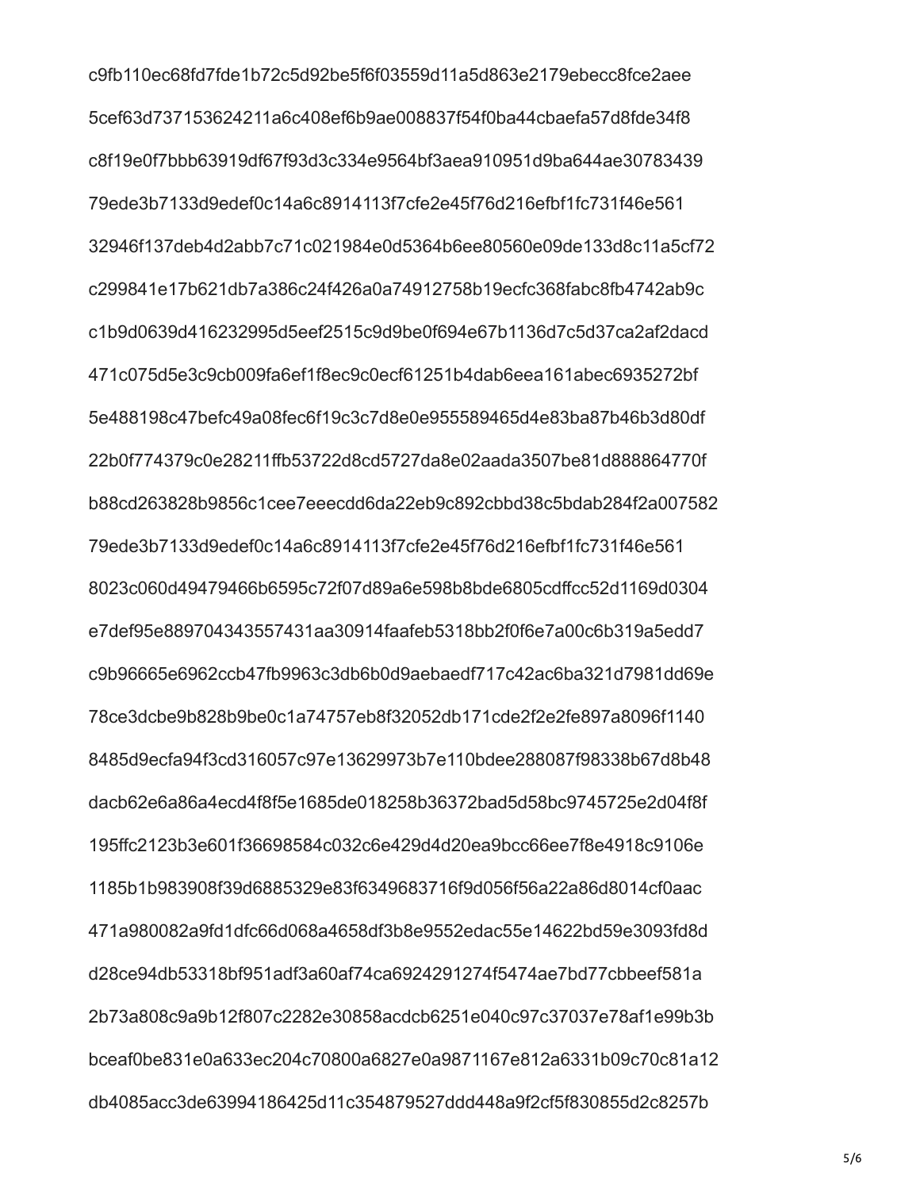c9fb110ec68fd7fde1b72c5d92be5f6f03559d11a5d863e2179ebecc8fce2aee

5cef63d737153624211a6c408ef6b9ae008837f54f0ba44cbaefa57d8fde34f8

c8f19e0f7bbb63919df67f93d3c334e9564bf3aea910951d9ba644ae30783439

79ede3b7133d9edef0c14a6c8914113f7cfe2e45f76d216efbf1fc731f46e561

32946f137deb4d2abb7c71c021984e0d5364b6ee80560e09de133d8c11a5cf72

c299841e17b621db7a386c24f426a0a74912758b19ecfc368fabc8fb4742ab9c

c1b9d0639d416232995d5eef2515c9d9be0f694e67b1136d7c5d37ca2af2dacd

471c075d5e3c9cb009fa6ef1f8ec9c0ecf61251b4dab6eea161abec6935272bf

5e488198c47befc49a08fec6f19c3c7d8e0e955589465d4e83ba87b46b3d80df

22b0f774379c0e28211ffb53722d8cd5727da8e02aada3507be81d888864770f

b88cd263828b9856c1cee7eeecdd6da22eb9c892cbbd38c5bdab284f2a007582

79ede3b7133d9edef0c14a6c8914113f7cfe2e45f76d216efbf1fc731f46e561

8023c060d49479466b6595c72f07d89a6e598b8bde6805cdffcc52d1169d0304

e7def95e889704343557431aa30914faafeb5318bb2f0f6e7a00c6b319a5edd7

c9b96665e6962ccb47fb9963c3db6b0d9aebaedf717c42ac6ba321d7981dd69e

78ce3dcbe9b828b9be0c1a74757eb8f32052db171cde2f2e2fe897a8096f1140

8485d9ecfa94f3cd316057c97e13629973b7e110bdee288087f98338b67d8b48

dacb62e6a86a4ecd4f8f5e1685de018258b36372bad5d58bc9745725e2d04f8f

195ffc2123b3e601f36698584c032c6e429d4d20ea9bcc66ee7f8e4918c9106e

1185b1b983908f39d6885329e83f6349683716f9d056f56a22a86d8014cf0aac

471a980082a9fd1dfc66d068a4658df3b8e9552edac55e14622bd59e3093fd8d

d28ce94db53318bf951adf3a60af74ca6924291274f5474ae7bd77cbbeef581a

2b73a808c9a9b12f807c2282e30858acdcb6251e040c97c37037e78af1e99b3b

bceaf0be831e0a633ec204c70800a6827e0a9871167e812a6331b09c70c81a12

db4085acc3de63994186425d11c354879527ddd448a9f2cf5f830855d2c8257b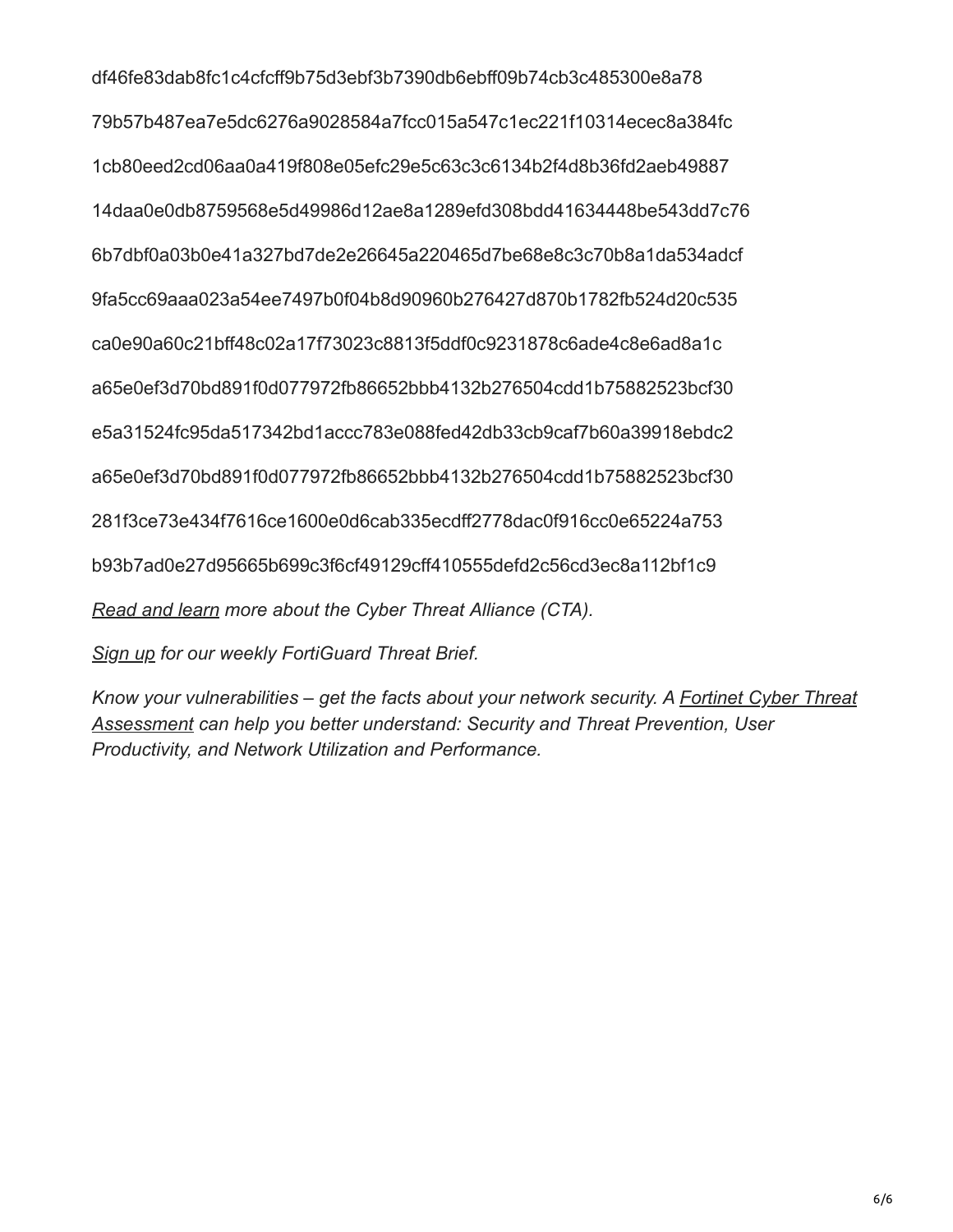df46fe83dab8fc1c4cfcff9b75d3ebf3b7390db6ebff09b74cb3c485300e8a78

79b57b487ea7e5dc6276a9028584a7fcc015a547c1ec221f10314ecec8a384fc

1cb80eed2cd06aa0a419f808e05efc29e5c63c3c6134b2f4d8b36fd2aeb49887

14daa0e0db8759568e5d49986d12ae8a1289efd308bdd41634448be543dd7c76

6b7dbf0a03b0e41a327bd7de2e26645a220465d7be68e8c3c70b8a1da534adcf

9fa5cc69aaa023a54ee7497b0f04b8d90960b276427d870b1782fb524d20c535

ca0e90a60c21bff48c02a17f73023c8813f5ddf0c9231878c6ade4c8e6ad8a1c

a65e0ef3d70bd891f0d077972fb86652bbb4132b276504cdd1b75882523bcf30

e5a31524fc95da517342bd1accc783e088fed42db33cb9caf7b60a39918ebdc2

a65e0ef3d70bd891f0d077972fb86652bbb4132b276504cdd1b75882523bcf30

281f3ce73e434f7616ce1600e0d6cab335ecdff2778dac0f916cc0e65224a753

b93b7ad0e27d95665b699c3f6cf49129cff410555defd2c56cd3ec8a112bf1c9

*Read and learn more about the Cyber Threat Alliance (CTA).*

*Sign up for our weekly FortiGuard Threat Brief.*

*Know your vulnerabilities – get the facts about your network security. A Fortinet Cyber Threat Assessment can help you better understand: Security and Threat Prevention, User Productivity, and Network Utilization and Performance.*